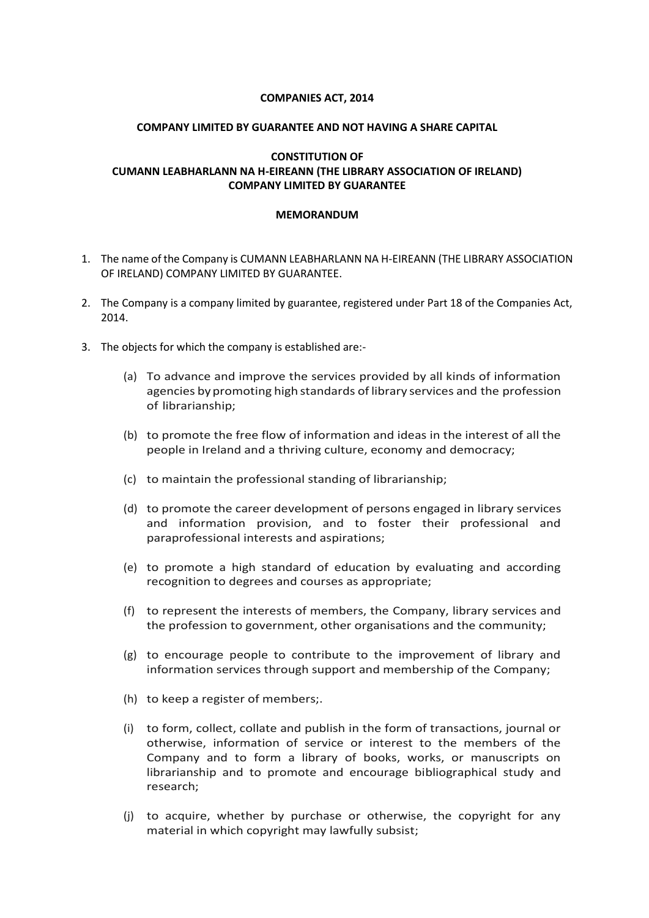**COMPANIES ACT, 2014**

**COMPANY LIMITED BY GUARANTEE AND NOT HAVING A SHARE CAPITAL**

**CONSTITUTION OF**
**CUMANN LEABHARLANN NA H-EIREANN (THE LIBRARY ASSOCIATION OF IRELAND)**
**COMPANY LIMITED BY GUARANTEE**

**MEMORANDUM**

1. The name of the Company is CUMANN LEABHARLANN NA H-EIREANN (THE LIBRARY ASSOCIATION OF IRELAND) COMPANY LIMITED BY GUARANTEE.

2. The Company is a company limited by guarantee, registered under Part 18 of the Companies Act, 2014.

3. The objects for which the company is established are:-

   (a) To advance and improve the services provided by all kinds of information agencies by promoting high standards of library services and the profession of librarianship;

   (b) to promote the free flow of information and ideas in the interest of all the people in Ireland and a thriving culture, economy and democracy;

   (c) to maintain the professional standing of librarianship;

   (d) to promote the career development of persons engaged in library services and information provision, and to foster their professional and paraprofessional interests and aspirations;

   (e) to promote a high standard of education by evaluating and according recognition to degrees and courses as appropriate;

   (f) to represent the interests of members, the Company, library services and the profession to government, other organisations and the community;

   (g) to encourage people to contribute to the improvement of library and information services through support and membership of the Company;

   (h) to keep a register of members;.

   (i) to form, collect, collate and publish in the form of transactions, journal or otherwise, information of service or interest to the members of the Company and to form a library of books, works, or manuscripts on librarianship and to promote and encourage bibliographical study and research;

   (j) to acquire, whether by purchase or otherwise, the copyright for any material in which copyright may lawfully subsist;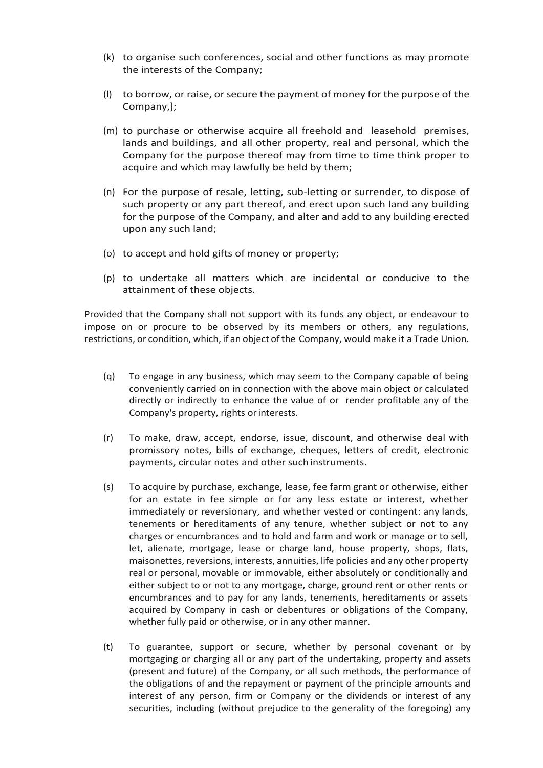(k) to organise such conferences, social and other functions as may promote the interests of the Company;

(l) to borrow, or raise, or secure the payment of money for the purpose of the Company,];

(m) to purchase or otherwise acquire all freehold and leasehold premises, lands and buildings, and all other property, real and personal, which the Company for the purpose thereof may from time to time think proper to acquire and which may lawfully be held by them;

(n) For the purpose of resale, letting, sub-letting or surrender, to dispose of such property or any part thereof, and erect upon such land any building for the purpose of the Company, and alter and add to any building erected upon any such land;

(o) to accept and hold gifts of money or property;

(p) to undertake all matters which are incidental or conducive to the attainment of these objects.

Provided that the Company shall not support with its funds any object, or endeavour to impose on or procure to be observed by its members or others, any regulations, restrictions, or condition, which, if an object of the Company, would make it a Trade Union.

(q) To engage in any business, which may seem to the Company capable of being conveniently carried on in connection with the above main object or calculated directly or indirectly to enhance the value of or render profitable any of the Company's property, rights or interests.

(r) To make, draw, accept, endorse, issue, discount, and otherwise deal with promissory notes, bills of exchange, cheques, letters of credit, electronic payments, circular notes and other such instruments.

(s) To acquire by purchase, exchange, lease, fee farm grant or otherwise, either for an estate in fee simple or for any less estate or interest, whether immediately or reversionary, and whether vested or contingent: any lands, tenements or hereditaments of any tenure, whether subject or not to any charges or encumbrances and to hold and farm and work or manage or to sell, let, alienate, mortgage, lease or charge land, house property, shops, flats, maisonettes, reversions, interests, annuities, life policies and any other property real or personal, movable or immovable, either absolutely or conditionally and either subject to or not to any mortgage, charge, ground rent or other rents or encumbrances and to pay for any lands, tenements, hereditaments or assets acquired by Company in cash or debentures or obligations of the Company, whether fully paid or otherwise, or in any other manner.

(t) To guarantee, support or secure, whether by personal covenant or by mortgaging or charging all or any part of the undertaking, property and assets (present and future) of the Company, or all such methods, the performance of the obligations of and the repayment or payment of the principle amounts and interest of any person, firm or Company or the dividends or interest of any securities, including (without prejudice to the generality of the foregoing) any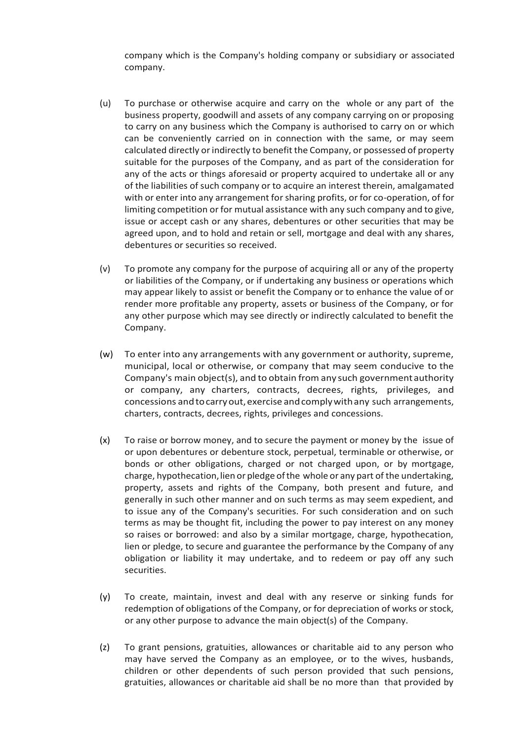company which is the Company's holding company or subsidiary or associated company.

(u) To purchase or otherwise acquire and carry on the whole or any part of the business property, goodwill and assets of any company carrying on or proposing to carry on any business which the Company is authorised to carry on or which can be conveniently carried on in connection with the same, or may seem calculated directly or indirectly to benefit the Company, or possessed of property suitable for the purposes of the Company, and as part of the consideration for any of the acts or things aforesaid or property acquired to undertake all or any of the liabilities of such company or to acquire an interest therein, amalgamated with or enter into any arrangement for sharing profits, or for co-operation, of for limiting competition or for mutual assistance with any such company and to give, issue or accept cash or any shares, debentures or other securities that may be agreed upon, and to hold and retain or sell, mortgage and deal with any shares, debentures or securities so received.

(v) To promote any company for the purpose of acquiring all or any of the property or liabilities of the Company, or if undertaking any business or operations which may appear likely to assist or benefit the Company or to enhance the value of or render more profitable any property, assets or business of the Company, or for any other purpose which may see directly or indirectly calculated to benefit the Company.

(w) To enter into any arrangements with any government or authority, supreme, municipal, local or otherwise, or company that may seem conducive to the Company's main object(s), and to obtain from any such government authority or company, any charters, contracts, decrees, rights, privileges, and concessions and to carry out, exercise and comply with any such arrangements, charters, contracts, decrees, rights, privileges and concessions.

(x) To raise or borrow money, and to secure the payment or money by the issue of or upon debentures or debenture stock, perpetual, terminable or otherwise, or bonds or other obligations, charged or not charged upon, or by mortgage, charge, hypothecation, lien or pledge of the whole or any part of the undertaking, property, assets and rights of the Company, both present and future, and generally in such other manner and on such terms as may seem expedient, and to issue any of the Company's securities. For such consideration and on such terms as may be thought fit, including the power to pay interest on any money so raises or borrowed: and also by a similar mortgage, charge, hypothecation, lien or pledge, to secure and guarantee the performance by the Company of any obligation or liability it may undertake, and to redeem or pay off any such securities.

(y) To create, maintain, invest and deal with any reserve or sinking funds for redemption of obligations of the Company, or for depreciation of works or stock, or any other purpose to advance the main object(s) of the Company.

(z) To grant pensions, gratuities, allowances or charitable aid to any person who may have served the Company as an employee, or to the wives, husbands, children or other dependents of such person provided that such pensions, gratuities, allowances or charitable aid shall be no more than that provided by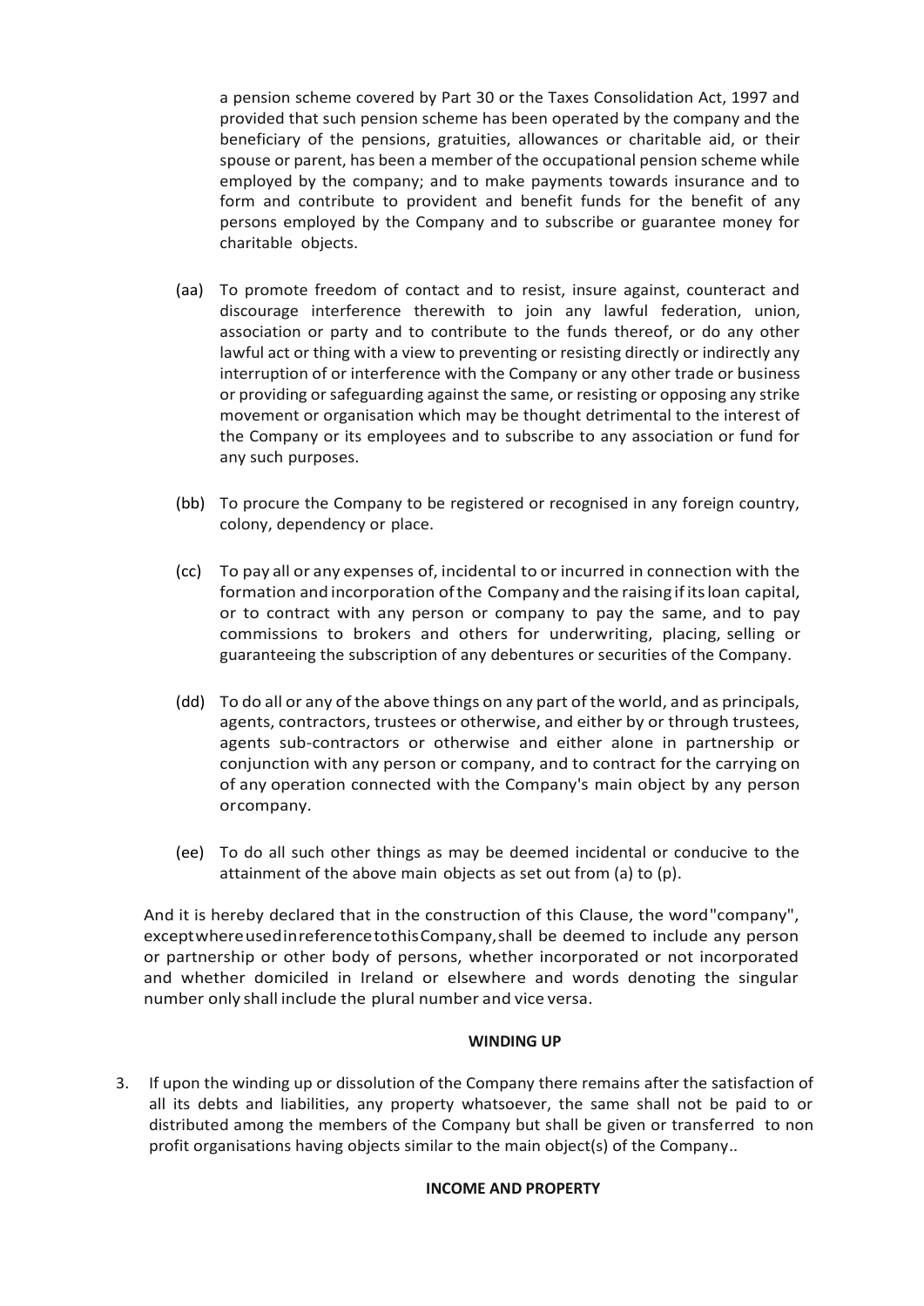a pension scheme covered by Part 30 or the Taxes Consolidation Act, 1997 and provided that such pension scheme has been operated by the company and the beneficiary of the pensions, gratuities, allowances or charitable aid, or their spouse or parent, has been a member of the occupational pension scheme while employed by the company; and to make payments towards insurance and to form and contribute to provident and benefit funds for the benefit of any persons employed by the Company and to subscribe or guarantee money for charitable objects.

(aa) To promote freedom of contact and to resist, insure against, counteract and discourage interference therewith to join any lawful federation, union, association or party and to contribute to the funds thereof, or do any other lawful act or thing with a view to preventing or resisting directly or indirectly any interruption of or interference with the Company or any other trade or business or providing or safeguarding against the same, or resisting or opposing any strike movement or organisation which may be thought detrimental to the interest of the Company or its employees and to subscribe to any association or fund for any such purposes.

(bb) To procure the Company to be registered or recognised in any foreign country, colony, dependency or place.

(cc) To pay all or any expenses of, incidental to or incurred in connection with the formation and incorporation of the Company and the raising if its loan capital, or to contract with any person or company to pay the same, and to pay commissions to brokers and others for underwriting, placing, selling or guaranteeing the subscription of any debentures or securities of the Company.

(dd) To do all or any of the above things on any part of the world, and as principals, agents, contractors, trustees or otherwise, and either by or through trustees, agents sub-contractors or otherwise and either alone in partnership or conjunction with any person or company, and to contract for the carrying on of any operation connected with the Company's main object by any person or company.

(ee) To do all such other things as may be deemed incidental or conducive to the attainment of the above main objects as set out from (a) to (p).

And it is hereby declared that in the construction of this Clause, the word "company", except where used in reference to this Company, shall be deemed to include any person or partnership or other body of persons, whether incorporated or not incorporated and whether domiciled in Ireland or elsewhere and words denoting the singular number only shall include the plural number and vice versa.

**WINDING UP**

3. If upon the winding up or dissolution of the Company there remains after the satisfaction of all its debts and liabilities, any property whatsoever, the same shall not be paid to or distributed among the members of the Company but shall be given or transferred to non profit organisations having objects similar to the main object(s) of the Company..

**INCOME AND PROPERTY**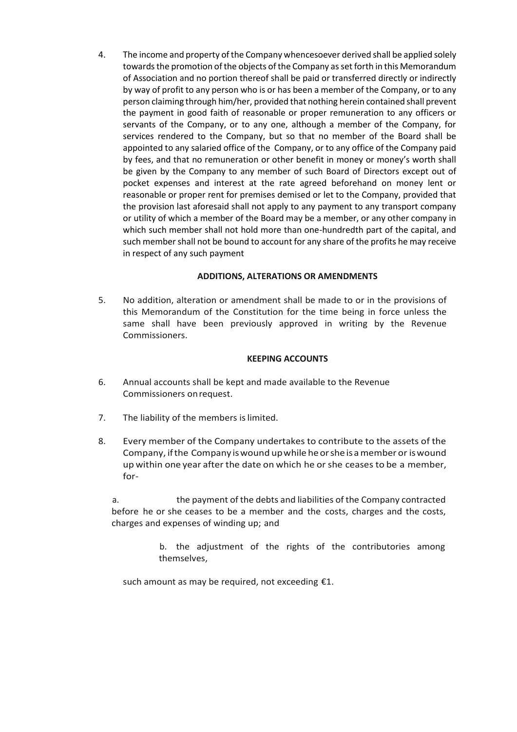4. The income and property of the Company whencesoever derived shall be applied solely towards the promotion of the objects of the Company as set forth in this Memorandum of Association and no portion thereof shall be paid or transferred directly or indirectly by way of profit to any person who is or has been a member of the Company, or to any person claiming through him/her, provided that nothing herein contained shall prevent the payment in good faith of reasonable or proper remuneration to any officers or servants of the Company, or to any one, although a member of the Company, for services rendered to the Company, but so that no member of the Board shall be appointed to any salaried office of the Company, or to any office of the Company paid by fees, and that no remuneration or other benefit in money or money's worth shall be given by the Company to any member of such Board of Directors except out of pocket expenses and interest at the rate agreed beforehand on money lent or reasonable or proper rent for premises demised or let to the Company, provided that the provision last aforesaid shall not apply to any payment to any transport company or utility of which a member of the Board may be a member, or any other company in which such member shall not hold more than one-hundredth part of the capital, and such member shall not be bound to account for any share of the profits he may receive in respect of any such payment

**ADDITIONS, ALTERATIONS OR AMENDMENTS**

5. No addition, alteration or amendment shall be made to or in the provisions of this Memorandum of the Constitution for the time being in force unless the same shall have been previously approved in writing by the Revenue Commissioners.

**KEEPING ACCOUNTS**

6. Annual accounts shall be kept and made available to the Revenue Commissioners on request.

7. The liability of the members is limited.

8. Every member of the Company undertakes to contribute to the assets of the Company, if the Company is wound up while he or she is a member or is wound up within one year after the date on which he or she ceases to be a member, for-

   a. the payment of the debts and liabilities of the Company contracted before he or she ceases to be a member and the costs, charges and the costs, charges and expenses of winding up; and

   b. the adjustment of the rights of the contributories among themselves,

   such amount as may be required, not exceeding €1.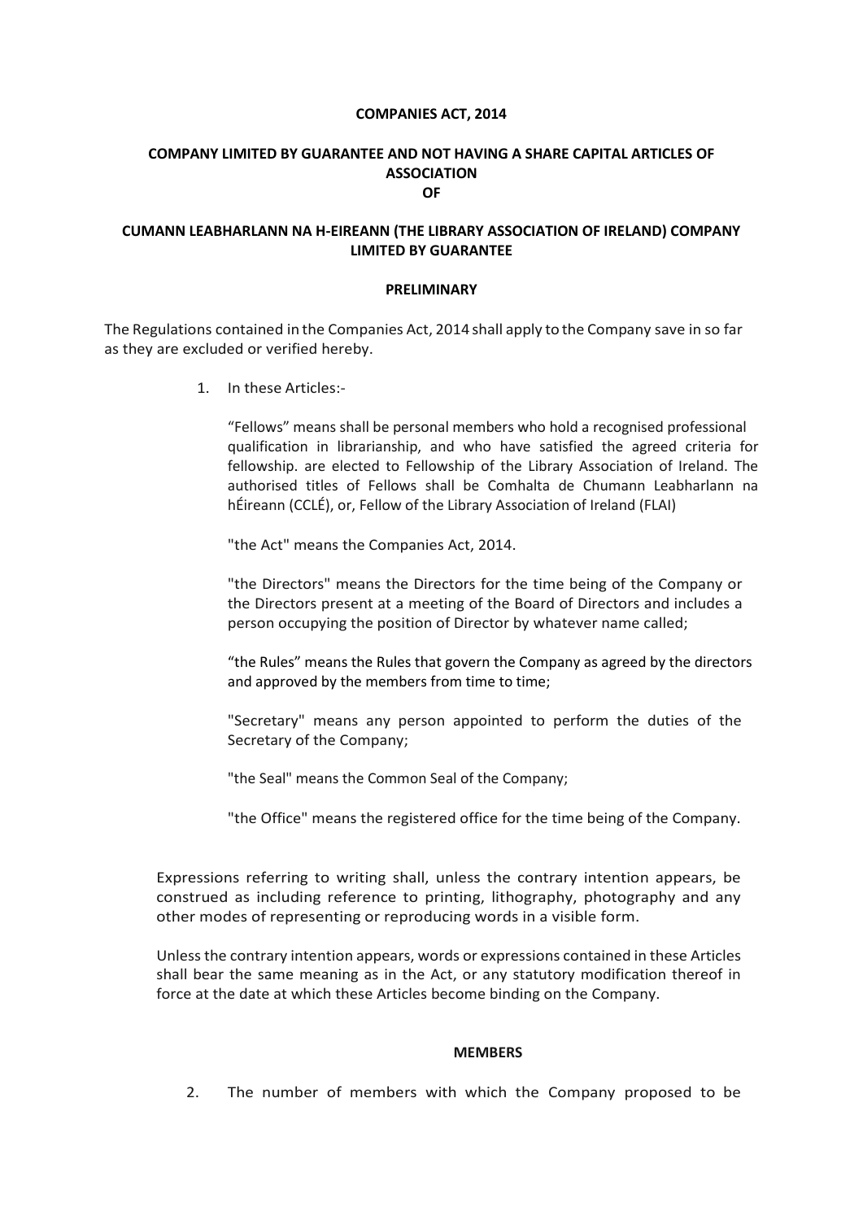**COMPANIES ACT, 2014**

**COMPANY LIMITED BY GUARANTEE AND NOT HAVING A SHARE CAPITAL ARTICLES OF ASSOCIATION OF**

**CUMANN LEABHARLANN NA H-EIREANN (THE LIBRARY ASSOCIATION OF IRELAND) COMPANY LIMITED BY GUARANTEE**

**PRELIMINARY**

The Regulations contained in the Companies Act, 2014 shall apply to the Company save in so far as they are excluded or verified hereby.

1. In these Articles:-

   "Fellows" means shall be personal members who hold a recognised professional qualification in librarianship, and who have satisfied the agreed criteria for fellowship. are elected to Fellowship of the Library Association of Ireland. The authorised titles of Fellows shall be Comhalta de Chumann Leabharlann na hÉireann (CCLÉ), or, Fellow of the Library Association of Ireland (FLAI)

   "the Act" means the Companies Act, 2014.

   "the Directors" means the Directors for the time being of the Company or the Directors present at a meeting of the Board of Directors and includes a person occupying the position of Director by whatever name called;

   "the Rules" means the Rules that govern the Company as agreed by the directors and approved by the members from time to time;

   "Secretary" means any person appointed to perform the duties of the Secretary of the Company;

   "the Seal" means the Common Seal of the Company;

   "the Office" means the registered office for the time being of the Company.

Expressions referring to writing shall, unless the contrary intention appears, be construed as including reference to printing, lithography, photography and any other modes of representing or reproducing words in a visible form.

Unless the contrary intention appears, words or expressions contained in these Articles shall bear the same meaning as in the Act, or any statutory modification thereof in force at the date at which these Articles become binding on the Company.

**MEMBERS**

2. The number of members with which the Company proposed to be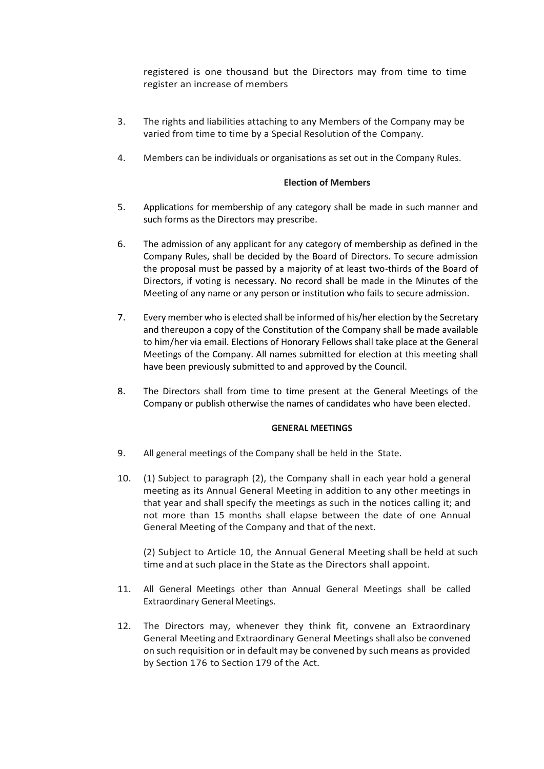registered is one thousand but the Directors may from time to time register an increase of members

3. The rights and liabilities attaching to any Members of the Company may be varied from time to time by a Special Resolution of the Company.

4. Members can be individuals or organisations as set out in the Company Rules.

**Election of Members**

5. Applications for membership of any category shall be made in such manner and such forms as the Directors may prescribe.

6. The admission of any applicant for any category of membership as defined in the Company Rules, shall be decided by the Board of Directors. To secure admission the proposal must be passed by a majority of at least two-thirds of the Board of Directors, if voting is necessary. No record shall be made in the Minutes of the Meeting of any name or any person or institution who fails to secure admission.

7. Every member who is elected shall be informed of his/her election by the Secretary and thereupon a copy of the Constitution of the Company shall be made available to him/her via email. Elections of Honorary Fellows shall take place at the General Meetings of the Company. All names submitted for election at this meeting shall have been previously submitted to and approved by the Council.

8. The Directors shall from time to time present at the General Meetings of the Company or publish otherwise the names of candidates who have been elected.

**GENERAL MEETINGS**

9. All general meetings of the Company shall be held in the State.

10. (1) Subject to paragraph (2), the Company shall in each year hold a general meeting as its Annual General Meeting in addition to any other meetings in that year and shall specify the meetings as such in the notices calling it; and not more than 15 months shall elapse between the date of one Annual General Meeting of the Company and that of the next.

    (2) Subject to Article 10, the Annual General Meeting shall be held at such time and at such place in the State as the Directors shall appoint.

11. All General Meetings other than Annual General Meetings shall be called Extraordinary General Meetings.

12. The Directors may, whenever they think fit, convene an Extraordinary General Meeting and Extraordinary General Meetings shall also be convened on such requisition or in default may be convened by such means as provided by Section 176 to Section 179 of the Act.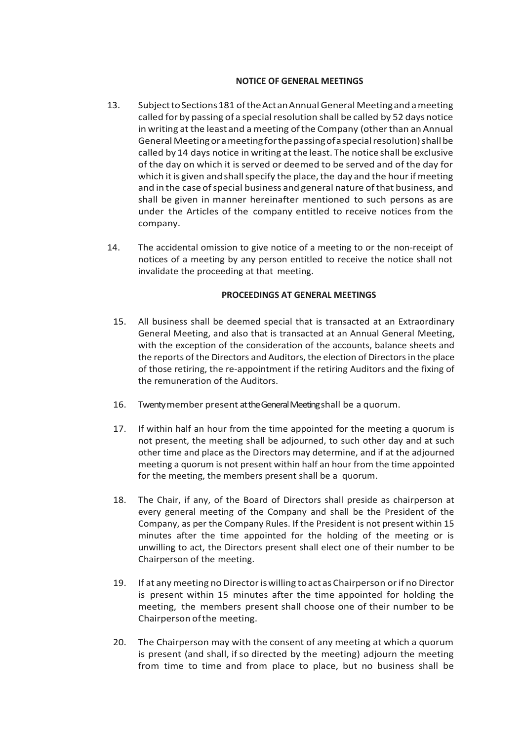## NOTICE OF GENERAL MEETINGS

13. Subject to Sections 181 of the Act an Annual General Meeting and a meeting called for by passing of a special resolution shall be called by 52 days notice in writing at the least and a meeting of the Company (other than an Annual General Meeting or a meeting for the passing of a special resolution) shall be called by 14 days notice in writing at the least. The notice shall be exclusive of the day on which it is served or deemed to be served and of the day for which it is given and shall specify the place, the day and the hour if meeting and in the case of special business and general nature of that business, and shall be given in manner hereinafter mentioned to such persons as are under the Articles of the company entitled to receive notices from the company.

14. The accidental omission to give notice of a meeting to or the non-receipt of notices of a meeting by any person entitled to receive the notice shall not invalidate the proceeding at that meeting.

## PROCEEDINGS AT GENERAL MEETINGS

15. All business shall be deemed special that is transacted at an Extraordinary General Meeting, and also that is transacted at an Annual General Meeting, with the exception of the consideration of the accounts, balance sheets and the reports of the Directors and Auditors, the election of Directors in the place of those retiring, the re-appointment if the retiring Auditors and the fixing of the remuneration of the Auditors.

16. Twenty member present at the General Meeting shall be a quorum.

17. If within half an hour from the time appointed for the meeting a quorum is not present, the meeting shall be adjourned, to such other day and at such other time and place as the Directors may determine, and if at the adjourned meeting a quorum is not present within half an hour from the time appointed for the meeting, the members present shall be a quorum.

18. The Chair, if any, of the Board of Directors shall preside as chairperson at every general meeting of the Company and shall be the President of the Company, as per the Company Rules. If the President is not present within 15 minutes after the time appointed for the holding of the meeting or is unwilling to act, the Directors present shall elect one of their number to be Chairperson of the meeting.

19. If at any meeting no Director is willing to act as Chairperson or if no Director is present within 15 minutes after the time appointed for holding the meeting, the members present shall choose one of their number to be Chairperson of the meeting.

20. The Chairperson may with the consent of any meeting at which a quorum is present (and shall, if so directed by the meeting) adjourn the meeting from time to time and from place to place, but no business shall be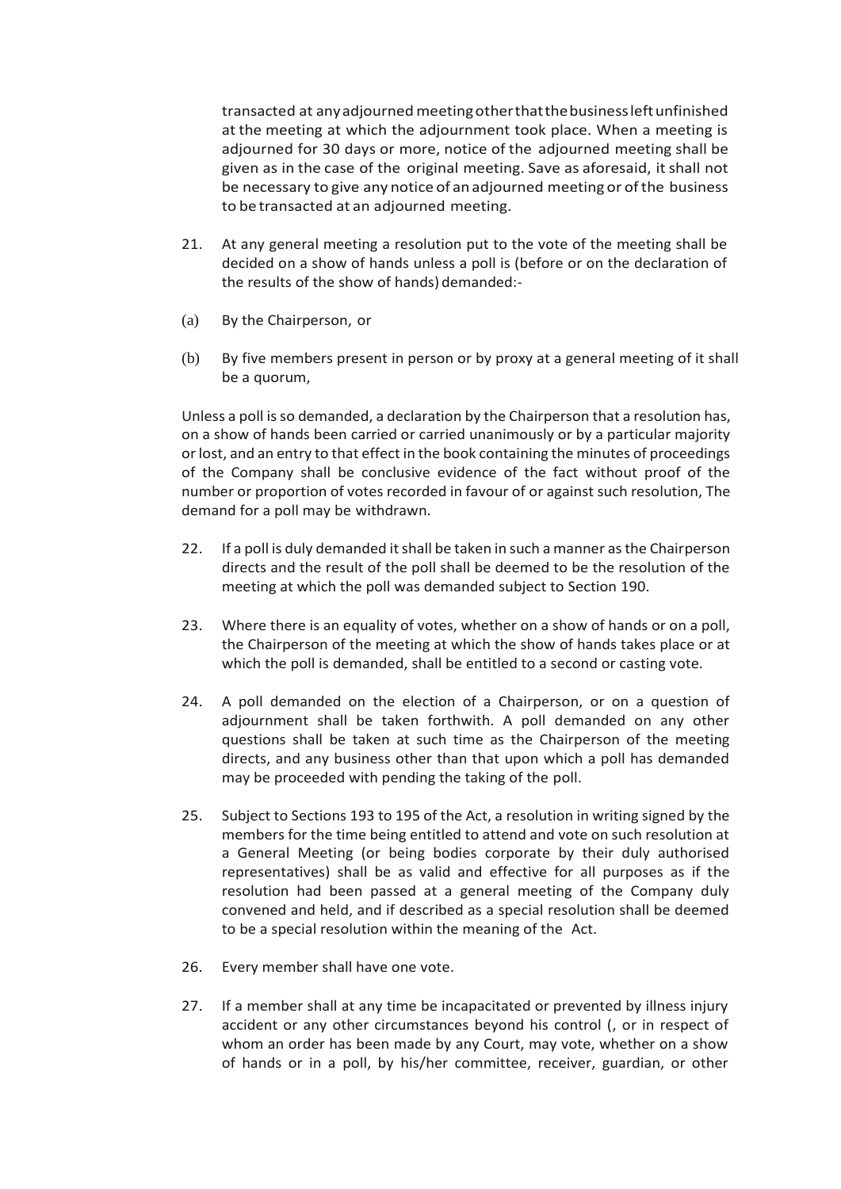transacted at any adjourned meeting other that the business left unfinished at the meeting at which the adjournment took place. When a meeting is adjourned for 30 days or more, notice of the adjourned meeting shall be given as in the case of the original meeting. Save as aforesaid, it shall not be necessary to give any notice of an adjourned meeting or of the business to be transacted at an adjourned meeting.

21. At any general meeting a resolution put to the vote of the meeting shall be decided on a show of hands unless a poll is (before or on the declaration of the results of the show of hands) demanded:-

(a) By the Chairperson, or

(b) By five members present in person or by proxy at a general meeting of it shall be a quorum,

Unless a poll is so demanded, a declaration by the Chairperson that a resolution has, on a show of hands been carried or carried unanimously or by a particular majority or lost, and an entry to that effect in the book containing the minutes of proceedings of the Company shall be conclusive evidence of the fact without proof of the number or proportion of votes recorded in favour of or against such resolution, The demand for a poll may be withdrawn.

22. If a poll is duly demanded it shall be taken in such a manner as the Chairperson directs and the result of the poll shall be deemed to be the resolution of the meeting at which the poll was demanded subject to Section 190.

23. Where there is an equality of votes, whether on a show of hands or on a poll, the Chairperson of the meeting at which the show of hands takes place or at which the poll is demanded, shall be entitled to a second or casting vote.

24. A poll demanded on the election of a Chairperson, or on a question of adjournment shall be taken forthwith. A poll demanded on any other questions shall be taken at such time as the Chairperson of the meeting directs, and any business other than that upon which a poll has demanded may be proceeded with pending the taking of the poll.

25. Subject to Sections 193 to 195 of the Act, a resolution in writing signed by the members for the time being entitled to attend and vote on such resolution at a General Meeting (or being bodies corporate by their duly authorised representatives) shall be as valid and effective for all purposes as if the resolution had been passed at a general meeting of the Company duly convened and held, and if described as a special resolution shall be deemed to be a special resolution within the meaning of the Act.

26. Every member shall have one vote.

27. If a member shall at any time be incapacitated or prevented by illness injury accident or any other circumstances beyond his control (, or in respect of whom an order has been made by any Court, may vote, whether on a show of hands or in a poll, by his/her committee, receiver, guardian, or other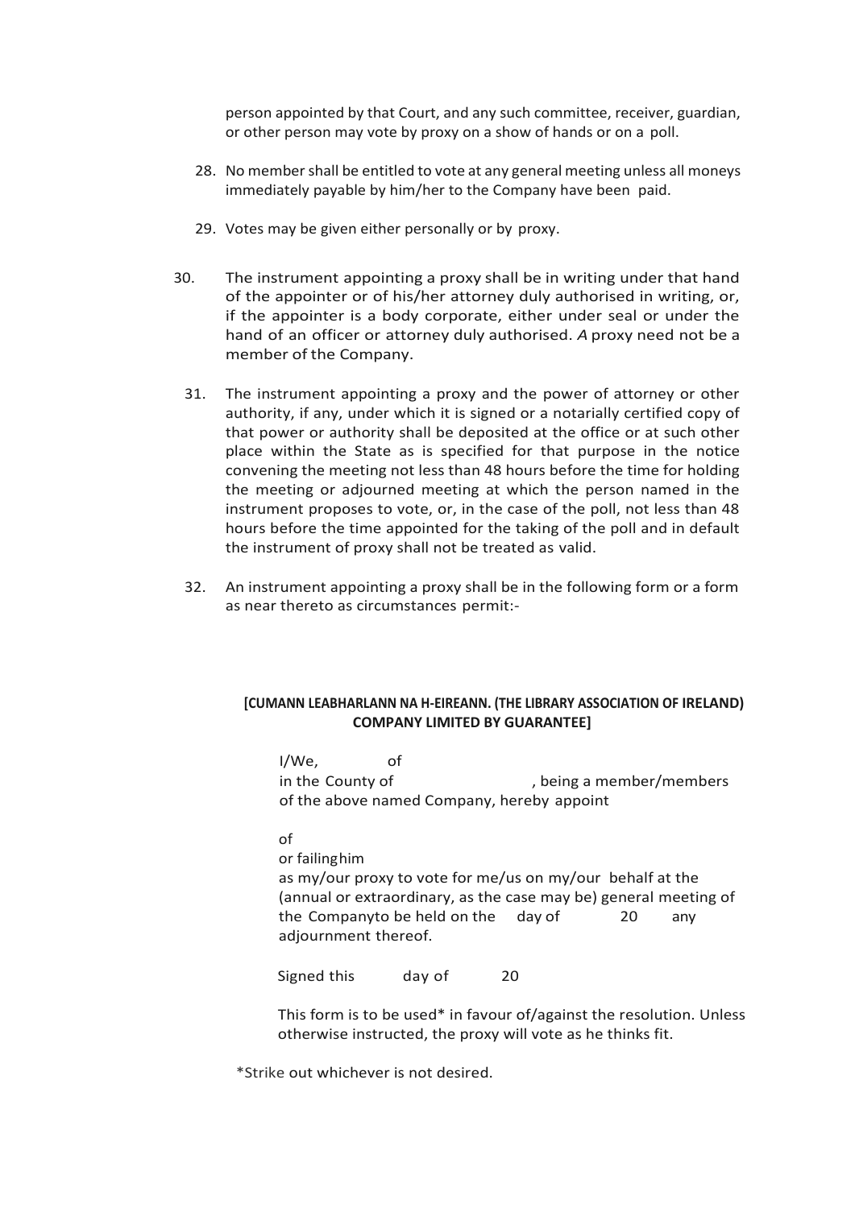person appointed by that Court, and any such committee, receiver, guardian, or other person may vote by proxy on a show of hands or on a poll.

28. No member shall be entitled to vote at any general meeting unless all moneys immediately payable by him/her to the Company have been paid.

29. Votes may be given either personally or by proxy.

30. The instrument appointing a proxy shall be in writing under that hand of the appointer or of his/her attorney duly authorised in writing, or, if the appointer is a body corporate, either under seal or under the hand of an officer or attorney duly authorised. *A* proxy need not be a member of the Company.

31. The instrument appointing a proxy and the power of attorney or other authority, if any, under which it is signed or a notarially certified copy of that power or authority shall be deposited at the office or at such other place within the State as is specified for that purpose in the notice convening the meeting not less than 48 hours before the time for holding the meeting or adjourned meeting at which the person named in the instrument proposes to vote, or, in the case of the poll, not less than 48 hours before the time appointed for the taking of the poll and in default the instrument of proxy shall not be treated as valid.

32. An instrument appointing a proxy shall be in the following form or a form as near thereto as circumstances permit:-

**[CUMANN LEABHARLANN NA H-EIREANN. (THE LIBRARY ASSOCIATION OF IRELAND) COMPANY LIMITED BY GUARANTEE]**

I/We, of
in the County of , being a member/members of the above named Company, hereby appoint

of
or failing him
as my/our proxy to vote for me/us on my/our behalf at the (annual or extraordinary, as the case may be) general meeting of the Company to be held on the day of 20 any adjournment thereof.

Signed this day of 20

This form is to be used* in favour of/against the resolution. Unless otherwise instructed, the proxy will vote as he thinks fit.

*Strike out whichever is not desired.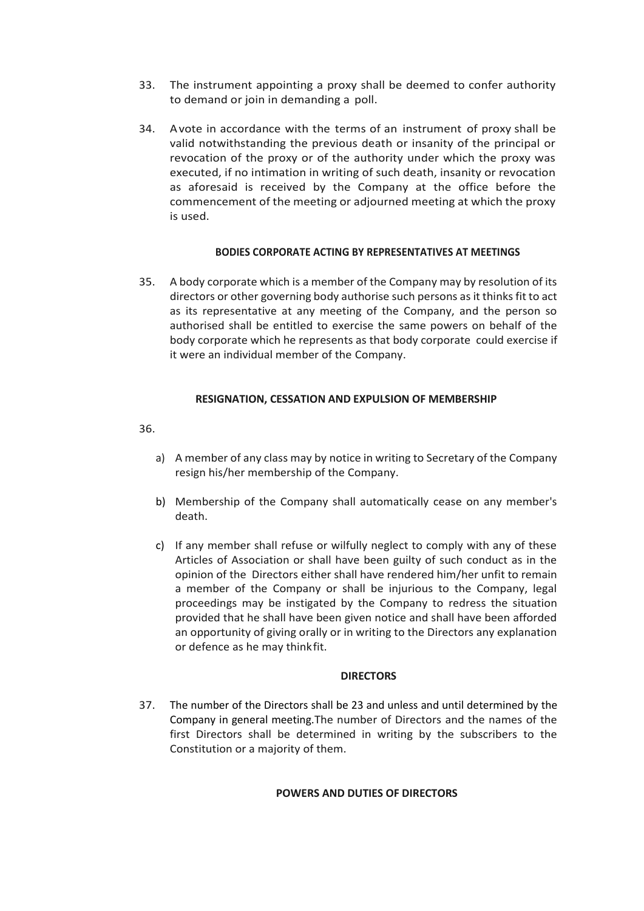33. The instrument appointing a proxy shall be deemed to confer authority to demand or join in demanding a poll.

34. Avote in accordance with the terms of an instrument of proxy shall be valid notwithstanding the previous death or insanity of the principal or revocation of the proxy or of the authority under which the proxy was executed, if no intimation in writing of such death, insanity or revocation as aforesaid is received by the Company at the office before the commencement of the meeting or adjourned meeting at which the proxy is used.

**BODIES CORPORATE ACTING BY REPRESENTATIVES AT MEETINGS**

35. A body corporate which is a member of the Company may by resolution of its directors or other governing body authorise such persons as it thinks fit to act as its representative at any meeting of the Company, and the person so authorised shall be entitled to exercise the same powers on behalf of the body corporate which he represents as that body corporate could exercise if it were an individual member of the Company.

**RESIGNATION, CESSATION AND EXPULSION OF MEMBERSHIP**

36.

a) A member of any class may by notice in writing to Secretary of the Company resign his/her membership of the Company.

b) Membership of the Company shall automatically cease on any member's death.

c) If any member shall refuse or wilfully neglect to comply with any of these Articles of Association or shall have been guilty of such conduct as in the opinion of the Directors either shall have rendered him/her unfit to remain a member of the Company or shall be injurious to the Company, legal proceedings may be instigated by the Company to redress the situation provided that he shall have been given notice and shall have been afforded an opportunity of giving orally or in writing to the Directors any explanation or defence as he may thinkfit.

**DIRECTORS**

37. The number of the Directors shall be 23 and unless and until determined by the Company in general meeting.The number of Directors and the names of the first Directors shall be determined in writing by the subscribers to the Constitution or a majority of them.

**POWERS AND DUTIES OF DIRECTORS**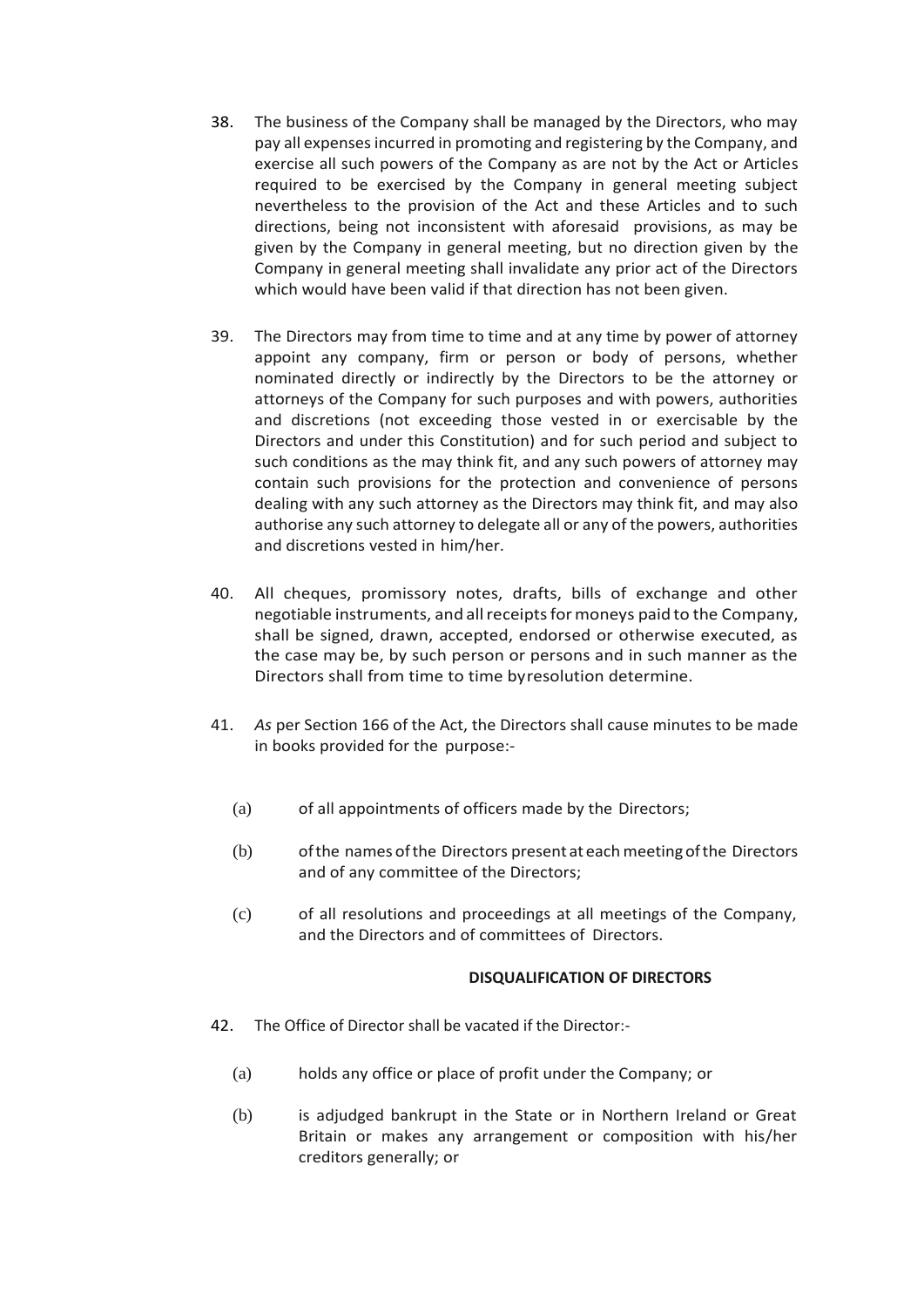38. The business of the Company shall be managed by the Directors, who may pay all expenses incurred in promoting and registering by the Company, and exercise all such powers of the Company as are not by the Act or Articles required to be exercised by the Company in general meeting subject nevertheless to the provision of the Act and these Articles and to such directions, being not inconsistent with aforesaid provisions, as may be given by the Company in general meeting, but no direction given by the Company in general meeting shall invalidate any prior act of the Directors which would have been valid if that direction has not been given.

39. The Directors may from time to time and at any time by power of attorney appoint any company, firm or person or body of persons, whether nominated directly or indirectly by the Directors to be the attorney or attorneys of the Company for such purposes and with powers, authorities and discretions (not exceeding those vested in or exercisable by the Directors and under this Constitution) and for such period and subject to such conditions as the may think fit, and any such powers of attorney may contain such provisions for the protection and convenience of persons dealing with any such attorney as the Directors may think fit, and may also authorise any such attorney to delegate all or any of the powers, authorities and discretions vested in him/her.

40. All cheques, promissory notes, drafts, bills of exchange and other negotiable instruments, and all receipts for moneys paid to the Company, shall be signed, drawn, accepted, endorsed or otherwise executed, as the case may be, by such person or persons and in such manner as the Directors shall from time to time byresolution determine.

41. *As* per Section 166 of the Act, the Directors shall cause minutes to be made in books provided for the purpose:-

    (a) of all appointments of officers made by the Directors;

    (b) ofthe names ofthe Directors present at each meeting ofthe Directors and of any committee of the Directors;

    (c) of all resolutions and proceedings at all meetings of the Company, and the Directors and of committees of Directors.

**DISQUALIFICATION OF DIRECTORS**

42. The Office of Director shall be vacated if the Director:-

    (a) holds any office or place of profit under the Company; or

    (b) is adjudged bankrupt in the State or in Northern Ireland or Great Britain or makes any arrangement or composition with his/her creditors generally; or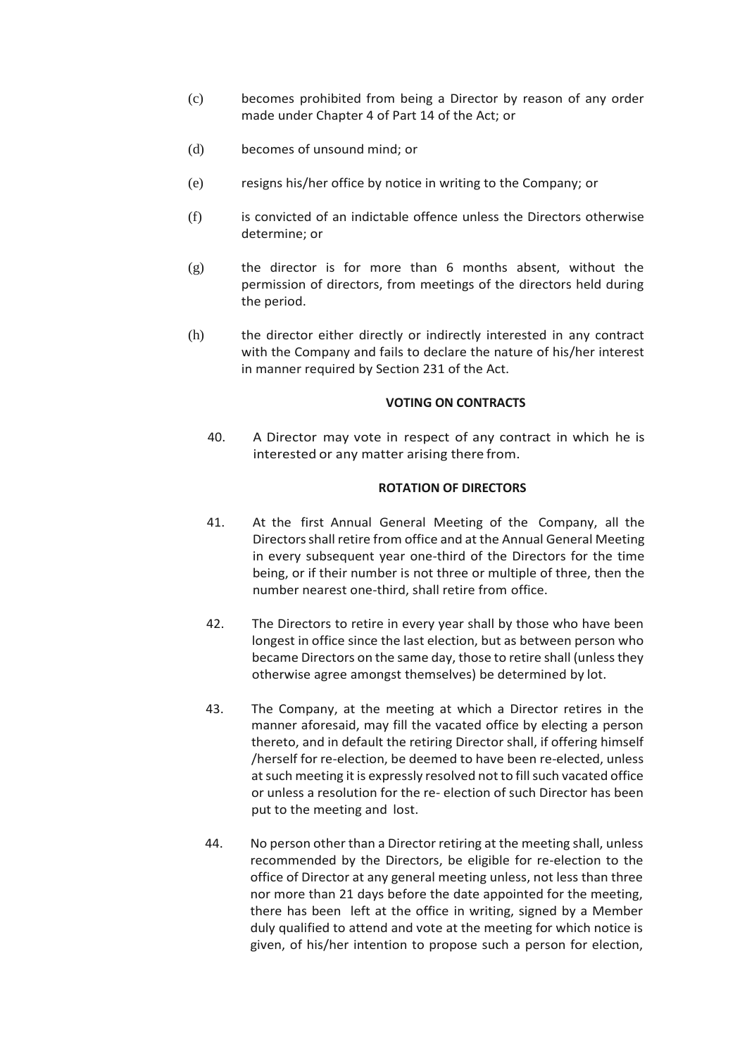(c) becomes prohibited from being a Director by reason of any order made under Chapter 4 of Part 14 of the Act; or

(d) becomes of unsound mind; or

(e) resigns his/her office by notice in writing to the Company; or

(f) is convicted of an indictable offence unless the Directors otherwise determine; or

(g) the director is for more than 6 months absent, without the permission of directors, from meetings of the directors held during the period.

(h) the director either directly or indirectly interested in any contract with the Company and fails to declare the nature of his/her interest in manner required by Section 231 of the Act.

**VOTING ON CONTRACTS**

40. A Director may vote in respect of any contract in which he is interested or any matter arising there from.

**ROTATION OF DIRECTORS**

41. At the first Annual General Meeting of the Company, all the Directors shall retire from office and at the Annual General Meeting in every subsequent year one-third of the Directors for the time being, or if their number is not three or multiple of three, then the number nearest one-third, shall retire from office.

42. The Directors to retire in every year shall by those who have been longest in office since the last election, but as between person who became Directors on the same day, those to retire shall (unless they otherwise agree amongst themselves) be determined by lot.

43. The Company, at the meeting at which a Director retires in the manner aforesaid, may fill the vacated office by electing a person thereto, and in default the retiring Director shall, if offering himself /herself for re-election, be deemed to have been re-elected, unless at such meeting it is expressly resolved not to fill such vacated office or unless a resolution for the re- election of such Director has been put to the meeting and lost.

44. No person other than a Director retiring at the meeting shall, unless recommended by the Directors, be eligible for re-election to the office of Director at any general meeting unless, not less than three nor more than 21 days before the date appointed for the meeting, there has been left at the office in writing, signed by a Member duly qualified to attend and vote at the meeting for which notice is given, of his/her intention to propose such a person for election,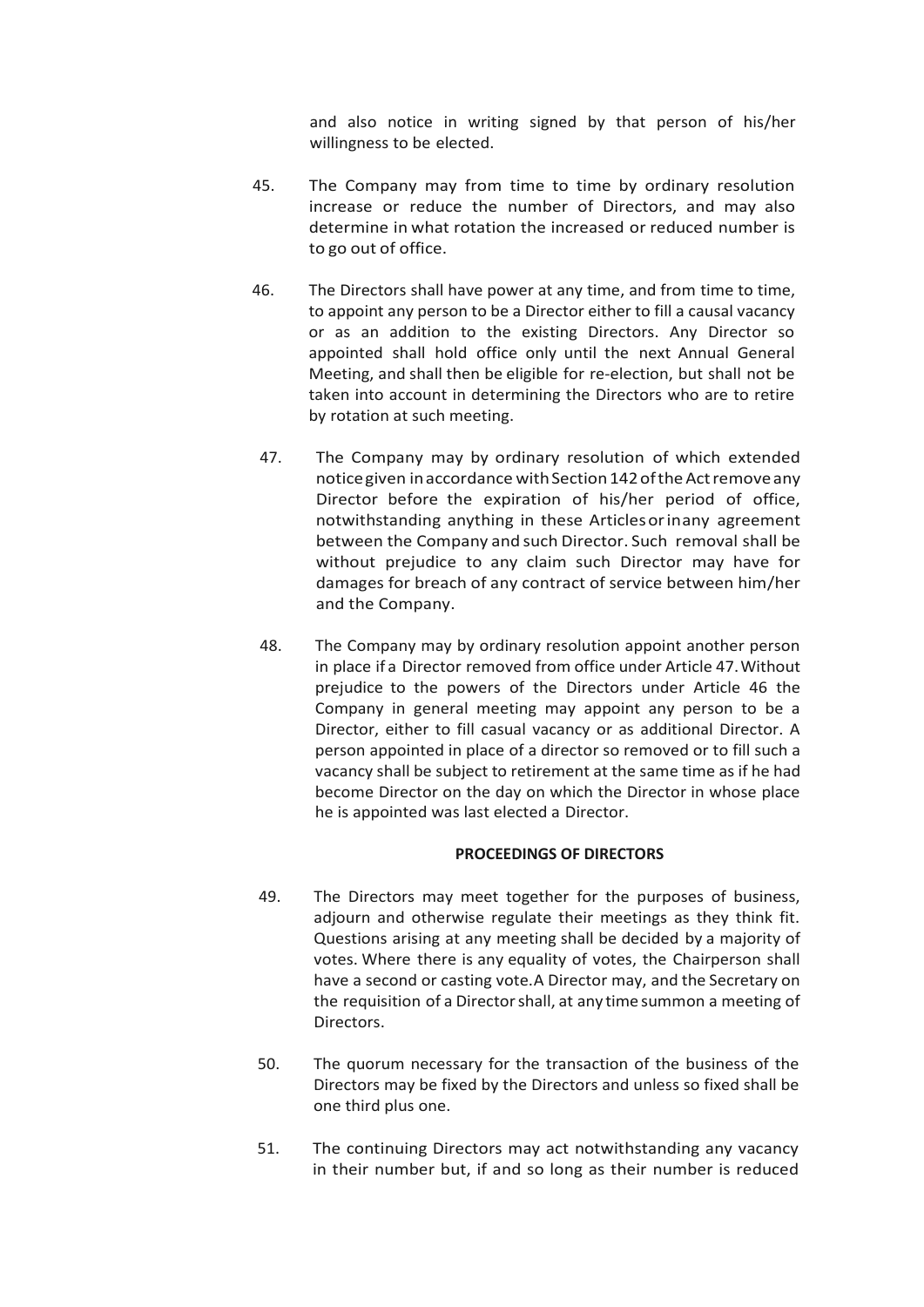and also notice in writing signed by that person of his/her willingness to be elected.

45. The Company may from time to time by ordinary resolution increase or reduce the number of Directors, and may also determine in what rotation the increased or reduced number is to go out of office.

46. The Directors shall have power at any time, and from time to time, to appoint any person to be a Director either to fill a causal vacancy or as an addition to the existing Directors. Any Director so appointed shall hold office only until the next Annual General Meeting, and shall then be eligible for re-election, but shall not be taken into account in determining the Directors who are to retire by rotation at such meeting.

47. The Company may by ordinary resolution of which extended notice given in accordance with Section 142 of the Act remove any Director before the expiration of his/her period of office, notwithstanding anything in these Articles or in any agreement between the Company and such Director. Such removal shall be without prejudice to any claim such Director may have for damages for breach of any contract of service between him/her and the Company.

48. The Company may by ordinary resolution appoint another person in place if a Director removed from office under Article 47. Without prejudice to the powers of the Directors under Article 46 the Company in general meeting may appoint any person to be a Director, either to fill casual vacancy or as additional Director. A person appointed in place of a director so removed or to fill such a vacancy shall be subject to retirement at the same time as if he had become Director on the day on which the Director in whose place he is appointed was last elected a Director.

## PROCEEDINGS OF DIRECTORS

49. The Directors may meet together for the purposes of business, adjourn and otherwise regulate their meetings as they think fit. Questions arising at any meeting shall be decided by a majority of votes. Where there is any equality of votes, the Chairperson shall have a second or casting vote. A Director may, and the Secretary on the requisition of a Director shall, at any time summon a meeting of Directors.

50. The quorum necessary for the transaction of the business of the Directors may be fixed by the Directors and unless so fixed shall be one third plus one.

51. The continuing Directors may act notwithstanding any vacancy in their number but, if and so long as their number is reduced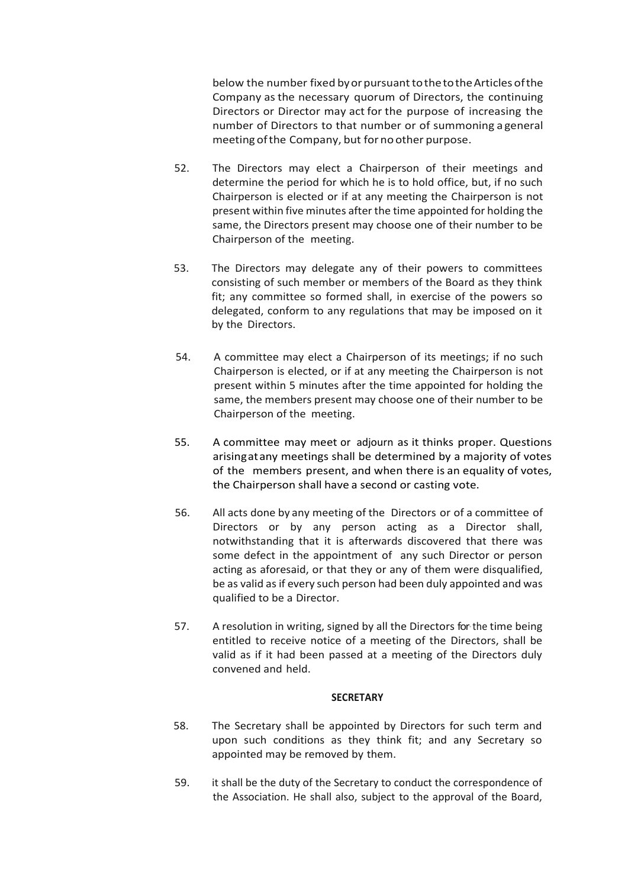below the number fixed by or pursuant to the to the Articles of the Company as the necessary quorum of Directors, the continuing Directors or Director may act for the purpose of increasing the number of Directors to that number or of summoning a general meeting of the Company, but for no other purpose.

52. The Directors may elect a Chairperson of their meetings and determine the period for which he is to hold office, but, if no such Chairperson is elected or if at any meeting the Chairperson is not present within five minutes after the time appointed for holding the same, the Directors present may choose one of their number to be Chairperson of the meeting.

53. The Directors may delegate any of their powers to committees consisting of such member or members of the Board as they think fit; any committee so formed shall, in exercise of the powers so delegated, conform to any regulations that may be imposed on it by the Directors.

54. A committee may elect a Chairperson of its meetings; if no such Chairperson is elected, or if at any meeting the Chairperson is not present within 5 minutes after the time appointed for holding the same, the members present may choose one of their number to be Chairperson of the meeting.

55. A committee may meet or adjourn as it thinks proper. Questions arising at any meetings shall be determined by a majority of votes of the members present, and when there is an equality of votes, the Chairperson shall have a second or casting vote.

56. All acts done by any meeting of the Directors or of a committee of Directors or by any person acting as a Director shall, notwithstanding that it is afterwards discovered that there was some defect in the appointment of any such Director or person acting as aforesaid, or that they or any of them were disqualified, be as valid as if every such person had been duly appointed and was qualified to be a Director.

57. A resolution in writing, signed by all the Directors for the time being entitled to receive notice of a meeting of the Directors, shall be valid as if it had been passed at a meeting of the Directors duly convened and held.

**SECRETARY**

58. The Secretary shall be appointed by Directors for such term and upon such conditions as they think fit; and any Secretary so appointed may be removed by them.

59. it shall be the duty of the Secretary to conduct the correspondence of the Association. He shall also, subject to the approval of the Board,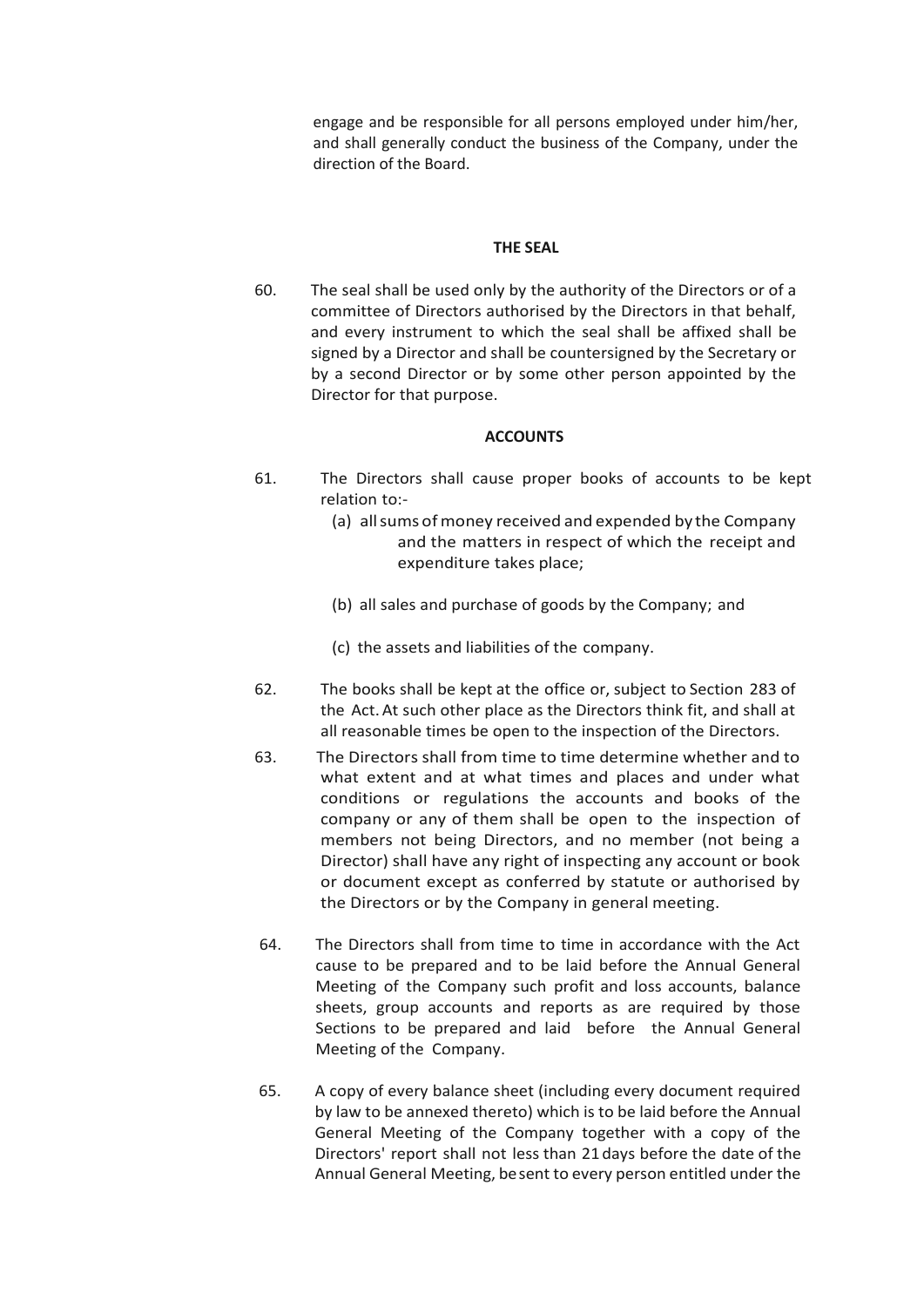engage and be responsible for all persons employed under him/her, and shall generally conduct the business of the Company, under the direction of the Board.

**THE SEAL**

60. The seal shall be used only by the authority of the Directors or of a committee of Directors authorised by the Directors in that behalf, and every instrument to which the seal shall be affixed shall be signed by a Director and shall be countersigned by the Secretary or by a second Director or by some other person appointed by the Director for that purpose.

**ACCOUNTS**

61. The Directors shall cause proper books of accounts to be kept relation to:-

    (a) all sums of money received and expended by the Company and the matters in respect of which the receipt and expenditure takes place;

    (b) all sales and purchase of goods by the Company; and

    (c) the assets and liabilities of the company.

62. The books shall be kept at the office or, subject to Section 283 of the Act. At such other place as the Directors think fit, and shall at all reasonable times be open to the inspection of the Directors.

63. The Directors shall from time to time determine whether and to what extent and at what times and places and under what conditions or regulations the accounts and books of the company or any of them shall be open to the inspection of members not being Directors, and no member (not being a Director) shall have any right of inspecting any account or book or document except as conferred by statute or authorised by the Directors or by the Company in general meeting.

64. The Directors shall from time to time in accordance with the Act cause to be prepared and to be laid before the Annual General Meeting of the Company such profit and loss accounts, balance sheets, group accounts and reports as are required by those Sections to be prepared and laid before the Annual General Meeting of the Company.

65. A copy of every balance sheet (including every document required by law to be annexed thereto) which is to be laid before the Annual General Meeting of the Company together with a copy of the Directors' report shall not less than 21 days before the date of the Annual General Meeting, be sent to every person entitled under the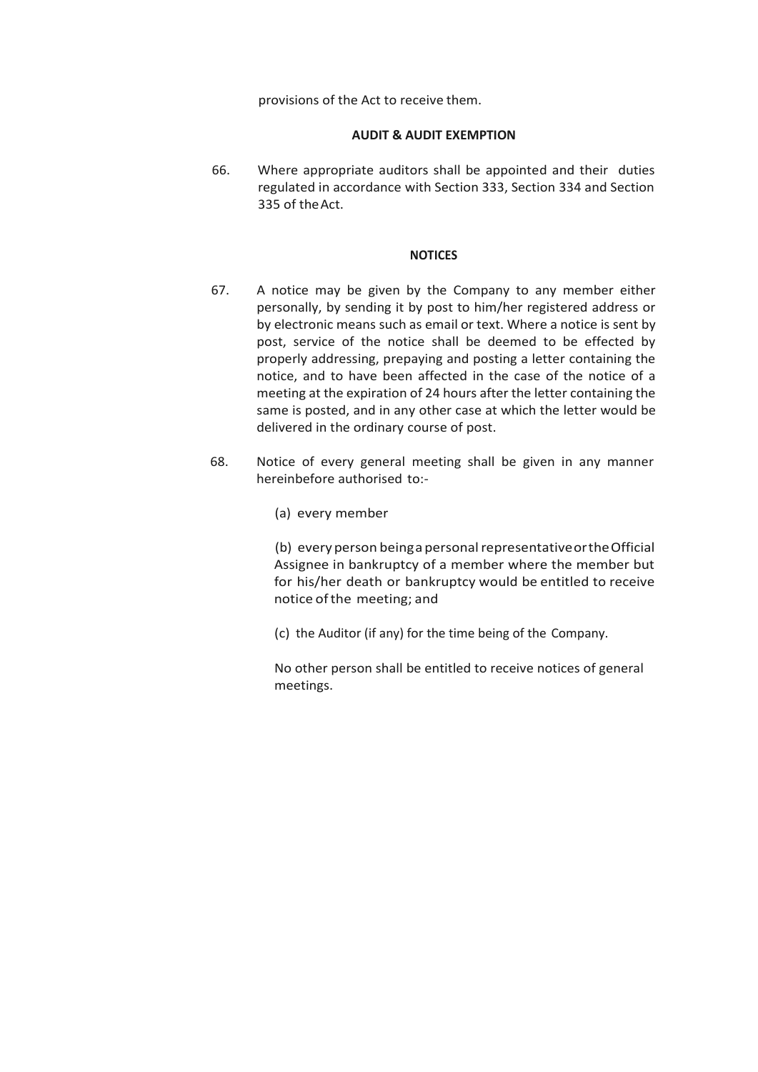provisions of the Act to receive them.

**AUDIT & AUDIT EXEMPTION**

66. Where appropriate auditors shall be appointed and their duties regulated in accordance with Section 333, Section 334 and Section 335 of the Act.

**NOTICES**

67. A notice may be given by the Company to any member either personally, by sending it by post to him/her registered address or by electronic means such as email or text. Where a notice is sent by post, service of the notice shall be deemed to be effected by properly addressing, prepaying and posting a letter containing the notice, and to have been affected in the case of the notice of a meeting at the expiration of 24 hours after the letter containing the same is posted, and in any other case at which the letter would be delivered in the ordinary course of post.

68. Notice of every general meeting shall be given in any manner hereinbefore authorised to:-

    (a) every member

    (b) every person being a personal representative or the Official Assignee in bankruptcy of a member where the member but for his/her death or bankruptcy would be entitled to receive notice of the meeting; and

    (c) the Auditor (if any) for the time being of the Company.

    No other person shall be entitled to receive notices of general meetings.